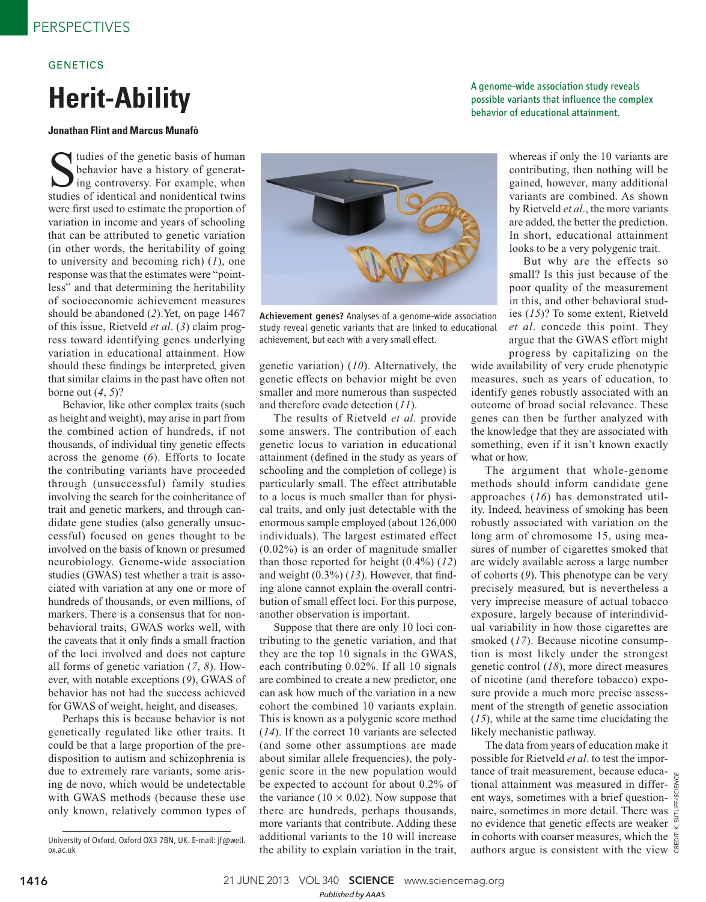GENETICS

# Herit-Ability

A genome-wide association study reveals possible variants that influence the complex behavior of educational attainment.

**Jonathan Flint and Marcus Munafò**

Studies of the genetic basis of human behavior have a history of generating controversy. For example, when studies of identical and nonidentical twins were first used to estimate the proportion of variation in income and years of schooling that can be attributed to genetic variation (in other words, the heritability of going to university and becoming rich) (*1*), one response was that the estimates were "pointless" and that determining the heritability of socioeconomic achievement measures should be abandoned (*2*). Yet, on page 1467 of this issue, Rietveld *et al*. (*3*) claim progress toward identifying genes underlying variation in educational attainment. How should these findings be interpreted, given that similar claims in the past have often not borne out (*4*, *5*)?

Behavior, like other complex traits (such as height and weight), may arise in part from the combined action of hundreds, if not thousands, of individual tiny genetic effects across the genome (*6*). Efforts to locate the contributing variants have proceeded through (unsuccessful) family studies involving the search for the coinheritance of trait and genetic markers, and through candidate gene studies (also generally unsuccessful) focused on genes thought to be involved on the basis of known or presumed neurobiology. Genome-wide association studies (GWAS) test whether a trait is associated with variation at any one or more of hundreds of thousands, or even millions, of markers. There is a consensus that for nonbehavioral traits, GWAS works well, with the caveats that it only finds a small fraction of the loci involved and does not capture all forms of genetic variation (*7*, *8*). However, with notable exceptions (*9*), GWAS of behavior has not had the success achieved for GWAS of weight, height, and diseases.

Perhaps this is because behavior is not genetically regulated like other traits. It could be that a large proportion of the predisposition to autism and schizophrenia is due to extremely rare variants, some arising de novo, which would be undetectable with GWAS methods (because these use only known, relatively common types of genetic variation) (*10*). Alternatively, the genetic effects on behavior might be even smaller and more numerous than suspected and therefore evade detection (*11*).

**Achievement genes?** Analyses of a genome-wide association study reveal genetic variants that are linked to educational achievement, but each with a very small effect.

The results of Rietveld *et al*. provide some answers. The contribution of each genetic locus to variation in educational attainment (defined in the study as years of schooling and the completion of college) is particularly small. The effect attributable to a locus is much smaller than for physical traits, and only just detectable with the enormous sample employed (about 126,000 individuals). The largest estimated effect (0.02%) is an order of magnitude smaller than those reported for height (0.4%) (*12*) and weight (0.3%) (*13*). However, that finding alone cannot explain the overall contribution of small effect loci. For this purpose, another observation is important.

Suppose that there are only 10 loci contributing to the genetic variation, and that they are the top 10 signals in the GWAS, each contributing 0.02%. If all 10 signals are combined to create a new predictor, one can ask how much of the variation in a new cohort the combined 10 variants explain. This is known as a polygenic score method (*14*). If the correct 10 variants are selected (and some other assumptions are made about similar allele frequencies), the polygenic score in the new population would be expected to account for about 0.2% of the variance ($10 \times 0.02$). Now suppose that there are hundreds, perhaps thousands, more variants that contribute. Adding these additional variants to the 10 will increase the ability to explain variation in the trait, whereas if only the 10 variants are contributing, then nothing will be gained, however, many additional variants are combined. As shown by Rietveld *et al*., the more variants are added, the better the prediction. In short, educational attainment looks to be a very polygenic trait.

But why are the effects so small? Is this just because of the poor quality of the measurement in this, and other behavioral studies (*15*)? To some extent, Rietveld *et al*. concede this point. They argue that the GWAS effort might progress by capitalizing on the wide availability of very crude phenotypic measures, such as years of education, to identify genes robustly associated with an outcome of broad social relevance. These genes can then be further analyzed with the knowledge that they are associated with something, even if it isn't known exactly what or how.

The argument that whole-genome methods should inform candidate gene approaches (*16*) has demonstrated utility. Indeed, heaviness of smoking has been robustly associated with variation on the long arm of chromosome 15, using measures of number of cigarettes smoked that are widely available across a large number of cohorts (*9*). This phenotype can be very precisely measured, but is nevertheless a very imprecise measure of actual tobacco exposure, largely because of interindividual variability in how those cigarettes are smoked (*17*). Because nicotine consumption is most likely under the strongest genetic control (*18*), more direct measures of nicotine (and therefore tobacco) exposure provide a much more precise assessment of the strength of genetic association (*15*), while at the same time elucidating the likely mechanistic pathway.

The data from years of education make it possible for Rietveld *et al*. to test the importance of trait measurement, because educational attainment was measured in different ways, sometimes with a brief questionnaire, sometimes in more detail. There was no evidence that genetic effects are weaker in cohorts with coarser measures, which the authors argue is consistent with the view

University of Oxford, Oxford OX3 7BN, UK. E-mail: jf@well.ox.ac.uk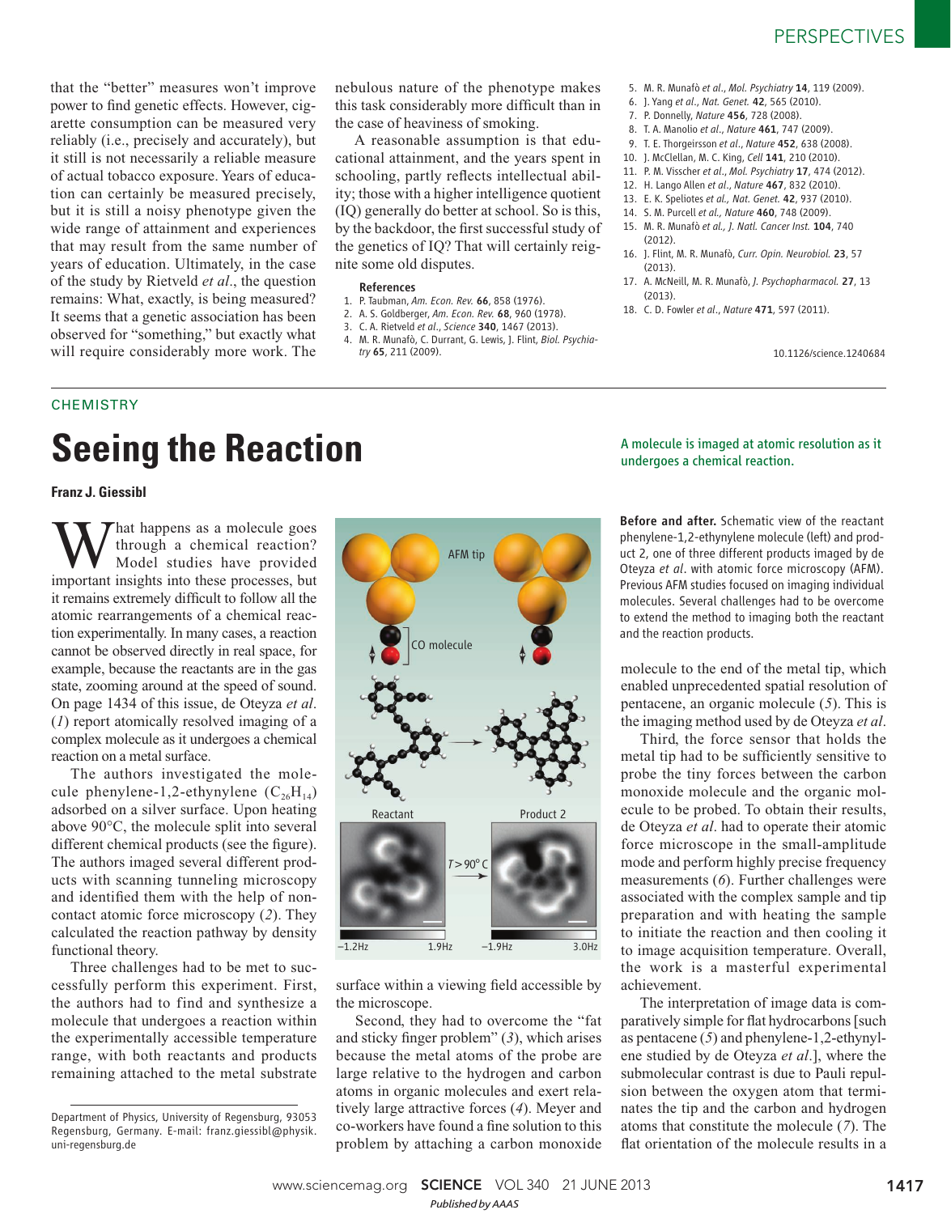that the "better" measures won't improve power to find genetic effects. However, cigarette consumption can be measured very reliably (i.e., precisely and accurately), but it still is not necessarily a reliable measure of actual tobacco exposure. Years of education can certainly be measured precisely, but it is still a noisy phenotype given the wide range of attainment and experiences that may result from the same number of years of education. Ultimately, in the case of the study by Rietveld *et al*., the question remains: What, exactly, is being measured? It seems that a genetic association has been observed for "something," but exactly what will require considerably more work. The nebulous nature of the phenotype makes this task considerably more difficult than in the case of heaviness of smoking.

A reasonable assumption is that educational attainment, and the years spent in schooling, partly reflects intellectual ability; those with a higher intelligence quotient (IQ) generally do better at school. So is this, by the backdoor, the first successful study of the genetics of IQ? That will certainly reignite some old disputes.

### References

1. P. Taubman, *Am. Econ. Rev.* **66**, 858 (1976).
2. A. S. Goldberger, *Am. Econ. Rev.* **68**, 960 (1978).
3. C. A. Rietveld *et al.*, *Science* **340**, 1467 (2013).
4. M. R. Munafò, C. Durrant, G. Lewis, J. Flint, *Biol. Psychiatry* **65**, 211 (2009).
5. M. R. Munafò *et al.*, *Mol. Psychiatry* **14**, 119 (2009).
6. J. Yang *et al.*, *Nat. Genet.* **42**, 565 (2010).
7. P. Donnelly, *Nature* **456**, 728 (2008).
8. T. A. Manolio *et al.*, *Nature* **461**, 747 (2009).
9. T. E. Thorgeirsson *et al.*, *Nature* **452**, 638 (2008).
10. J. McClellan, M. C. King, *Cell* **141**, 210 (2010).
11. P. M. Visscher *et al.*, *Mol. Psychiatry* **17**, 474 (2012).
12. H. Lango Allen *et al.*, *Nature* **467**, 832 (2010).
13. E. K. Speliotes *et al.*, *Nat. Genet.* **42**, 937 (2010).
14. S. M. Purcell *et al.*, *Nature* **460**, 748 (2009).
15. M. R. Munafò *et al.*, *J. Natl. Cancer Inst.* **104**, 740 (2012).
16. J. Flint, M. R. Munafò, *Curr. Opin. Neurobiol.* **23**, 57 (2013).
17. A. McNeill, M. R. Munafò, *J. Psychopharmacol.* **27**, 13 (2013).
18. C. D. Fowler *et al.*, *Nature* **471**, 597 (2011).

10.1126/science.1240684

CHEMISTRY

# Seeing the Reaction

**A molecule is imaged at atomic resolution as it undergoes a chemical reaction.**

**Franz J. Giessibl**

What happens as a molecule goes through a chemical reaction? Model studies have provided important insights into these processes, but it remains extremely difficult to follow all the atomic rearrangements of a chemical reaction experimentally. In many cases, a reaction cannot be observed directly in real space, for example, because the reactants are in the gas state, zooming around at the speed of sound. On page 1434 of this issue, de Oteyza *et al*. (*1*) report atomically resolved imaging of a complex molecule as it undergoes a chemical reaction on a metal surface.

The authors investigated the molecule phenylene-1,2-ethynylene ($C_{26}H_{14}$) adsorbed on a silver surface. Upon heating above 90°C, the molecule split into several different chemical products (see the figure). The authors imaged several different products with scanning tunneling microscopy and identified them with the help of noncontact atomic force microscopy (*2*). They calculated the reaction pathway by density functional theory.

Three challenges had to be met to successfully perform this experiment. First, the authors had to find and synthesize a molecule that undergoes a reaction within the experimentally accessible temperature range, with both reactants and products remaining attached to the metal substrate surface within a viewing field accessible by the microscope.

AFM tip

CO molecule

Reactant

Product 2

T > 90° C

−1.2Hz 1.9Hz −1.9Hz 3.0Hz

**Before and after.** Schematic view of the reactant phenylene-1,2-ethynylene molecule (left) and product 2, one of three different products imaged by de Oteyza *et al*. with atomic force microscopy (AFM). Previous AFM studies focused on imaging individual molecules. Several challenges had to be overcome to extend the method to imaging both the reactant and the reaction products.

Second, they had to overcome the "fat and sticky finger problem" (*3*), which arises because the metal atoms of the probe are large relative to the hydrogen and carbon atoms in organic molecules and exert relatively large attractive forces (*4*). Meyer and co-workers have found a fine solution to this problem by attaching a carbon monoxide molecule to the end of the metal tip, which enabled unprecedented spatial resolution of pentacene, an organic molecule (*5*). This is the imaging method used by de Oteyza *et al*.

Third, the force sensor that holds the metal tip had to be sufficiently sensitive to probe the tiny forces between the carbon monoxide molecule and the organic molecule to be probed. To obtain their results, de Oteyza *et al*. had to operate their atomic force microscope in the small-amplitude mode and perform highly precise frequency measurements (*6*). Further challenges were associated with the complex sample and tip preparation and with heating the sample to initiate the reaction and then cooling it to image acquisition temperature. Overall, the work is a masterful experimental achievement.

The interpretation of image data is comparatively simple for flat hydrocarbons [such as pentacene (*5*) and phenylene-1,2-ethynylene studied by de Oteyza *et al*.], where the submolecular contrast is due to Pauli repulsion between the oxygen atom that terminates the tip and the carbon and hydrogen atoms that constitute the molecule (*7*). The flat orientation of the molecule results in a

Department of Physics, University of Regensburg, 93053 Regensburg, Germany. E-mail: franz.giessibl@physik.uni-regensburg.de